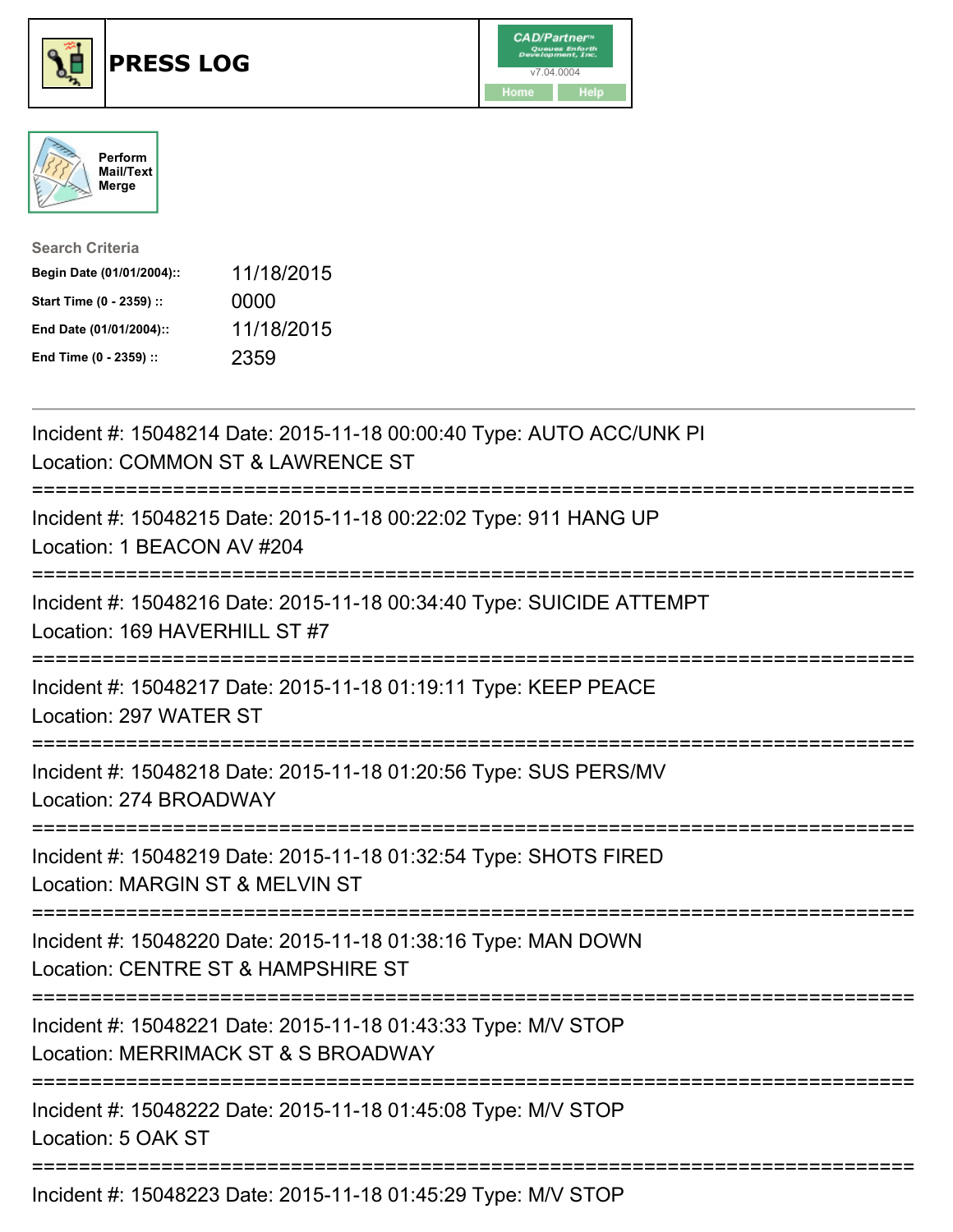# PRESS LOG

CAD/Partner™ v7.04.0004

Home Help

Perform Mail/Text Merge

**Search Criteria**

| | |
|---|---|
| **Begin Date (01/01/2004)::** | 11/18/2015 |
| **Start Time (0 - 2359) ::** | 0000 |
| **End Date (01/01/2004)::** | 11/18/2015 |
| **End Time (0 - 2359) ::** | 2359 |

---

Incident #: 15048214 Date: 2015-11-18 00:00:40 Type: AUTO ACC/UNK PI
Location: COMMON ST & LAWRENCE ST
===========================================================================
Incident #: 15048215 Date: 2015-11-18 00:22:02 Type: 911 HANG UP
Location: 1 BEACON AV #204
===========================================================================
Incident #: 15048216 Date: 2015-11-18 00:34:40 Type: SUICIDE ATTEMPT
Location: 169 HAVERHILL ST #7
===========================================================================
Incident #: 15048217 Date: 2015-11-18 01:19:11 Type: KEEP PEACE
Location: 297 WATER ST
===========================================================================
Incident #: 15048218 Date: 2015-11-18 01:20:56 Type: SUS PERS/MV
Location: 274 BROADWAY
===========================================================================
Incident #: 15048219 Date: 2015-11-18 01:32:54 Type: SHOTS FIRED
Location: MARGIN ST & MELVIN ST
===========================================================================
Incident #: 15048220 Date: 2015-11-18 01:38:16 Type: MAN DOWN
Location: CENTRE ST & HAMPSHIRE ST
===========================================================================
Incident #: 15048221 Date: 2015-11-18 01:43:33 Type: M/V STOP
Location: MERRIMACK ST & S BROADWAY
===========================================================================
Incident #: 15048222 Date: 2015-11-18 01:45:08 Type: M/V STOP
Location: 5 OAK ST
===========================================================================
Incident #: 15048223 Date: 2015-11-18 01:45:29 Type: M/V STOP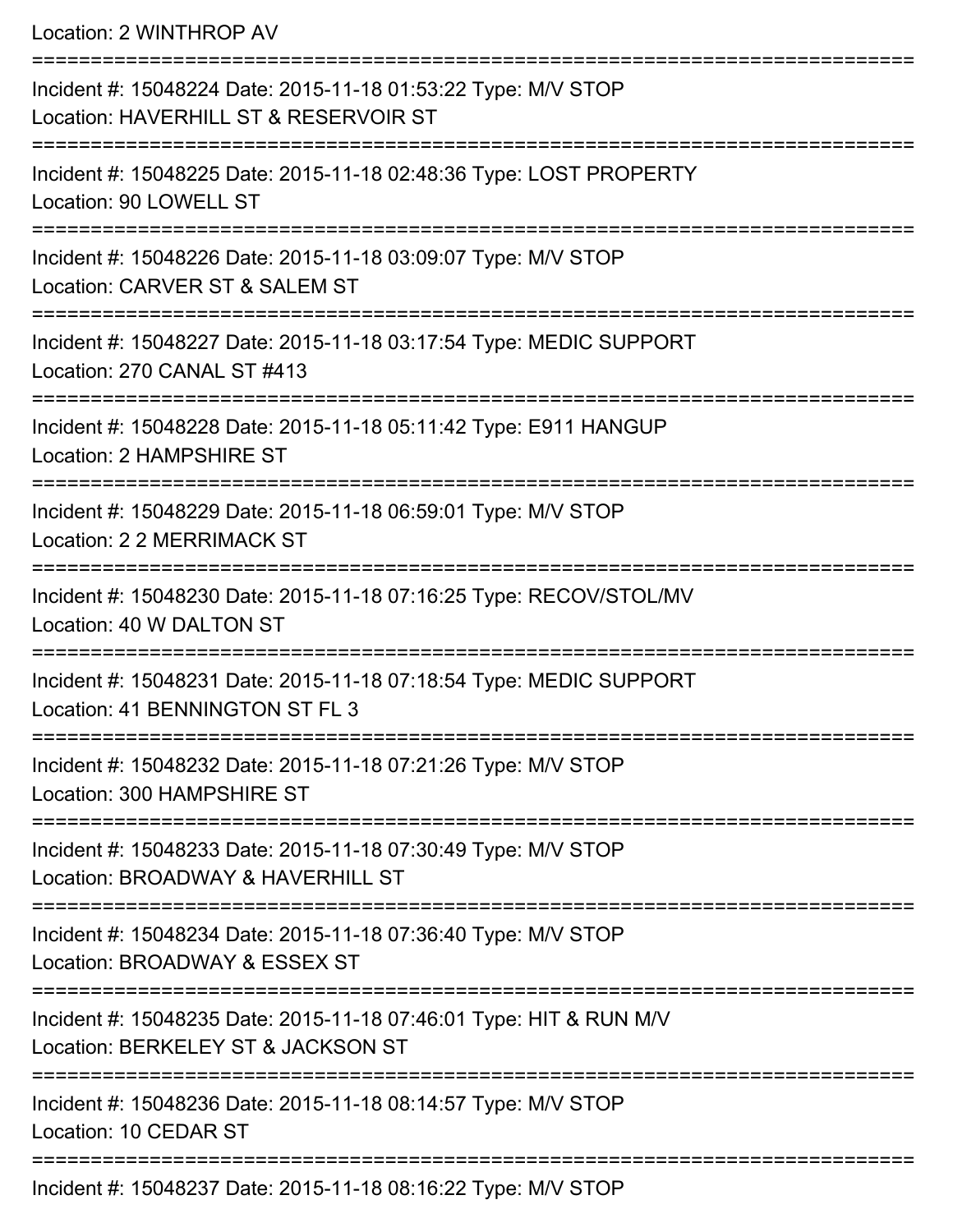Location: 2 WINTHROP AV

===========================================================================

Incident #: 15048224 Date: 2015-11-18 01:53:22 Type: M/V STOP
Location: HAVERHILL ST & RESERVOIR ST

===========================================================================

Incident #: 15048225 Date: 2015-11-18 02:48:36 Type: LOST PROPERTY
Location: 90 LOWELL ST

===========================================================================

Incident #: 15048226 Date: 2015-11-18 03:09:07 Type: M/V STOP
Location: CARVER ST & SALEM ST

===========================================================================

Incident #: 15048227 Date: 2015-11-18 03:17:54 Type: MEDIC SUPPORT
Location: 270 CANAL ST #413

===========================================================================

Incident #: 15048228 Date: 2015-11-18 05:11:42 Type: E911 HANGUP
Location: 2 HAMPSHIRE ST

===========================================================================

Incident #: 15048229 Date: 2015-11-18 06:59:01 Type: M/V STOP
Location: 2 2 MERRIMACK ST

===========================================================================

Incident #: 15048230 Date: 2015-11-18 07:16:25 Type: RECOV/STOL/MV
Location: 40 W DALTON ST

===========================================================================

Incident #: 15048231 Date: 2015-11-18 07:18:54 Type: MEDIC SUPPORT
Location: 41 BENNINGTON ST FL 3

===========================================================================

Incident #: 15048232 Date: 2015-11-18 07:21:26 Type: M/V STOP
Location: 300 HAMPSHIRE ST

===========================================================================

Incident #: 15048233 Date: 2015-11-18 07:30:49 Type: M/V STOP
Location: BROADWAY & HAVERHILL ST

===========================================================================

Incident #: 15048234 Date: 2015-11-18 07:36:40 Type: M/V STOP
Location: BROADWAY & ESSEX ST

===========================================================================

Incident #: 15048235 Date: 2015-11-18 07:46:01 Type: HIT & RUN M/V
Location: BERKELEY ST & JACKSON ST

===========================================================================

Incident #: 15048236 Date: 2015-11-18 08:14:57 Type: M/V STOP
Location: 10 CEDAR ST

===========================================================================

Incident #: 15048237 Date: 2015-11-18 08:16:22 Type: M/V STOP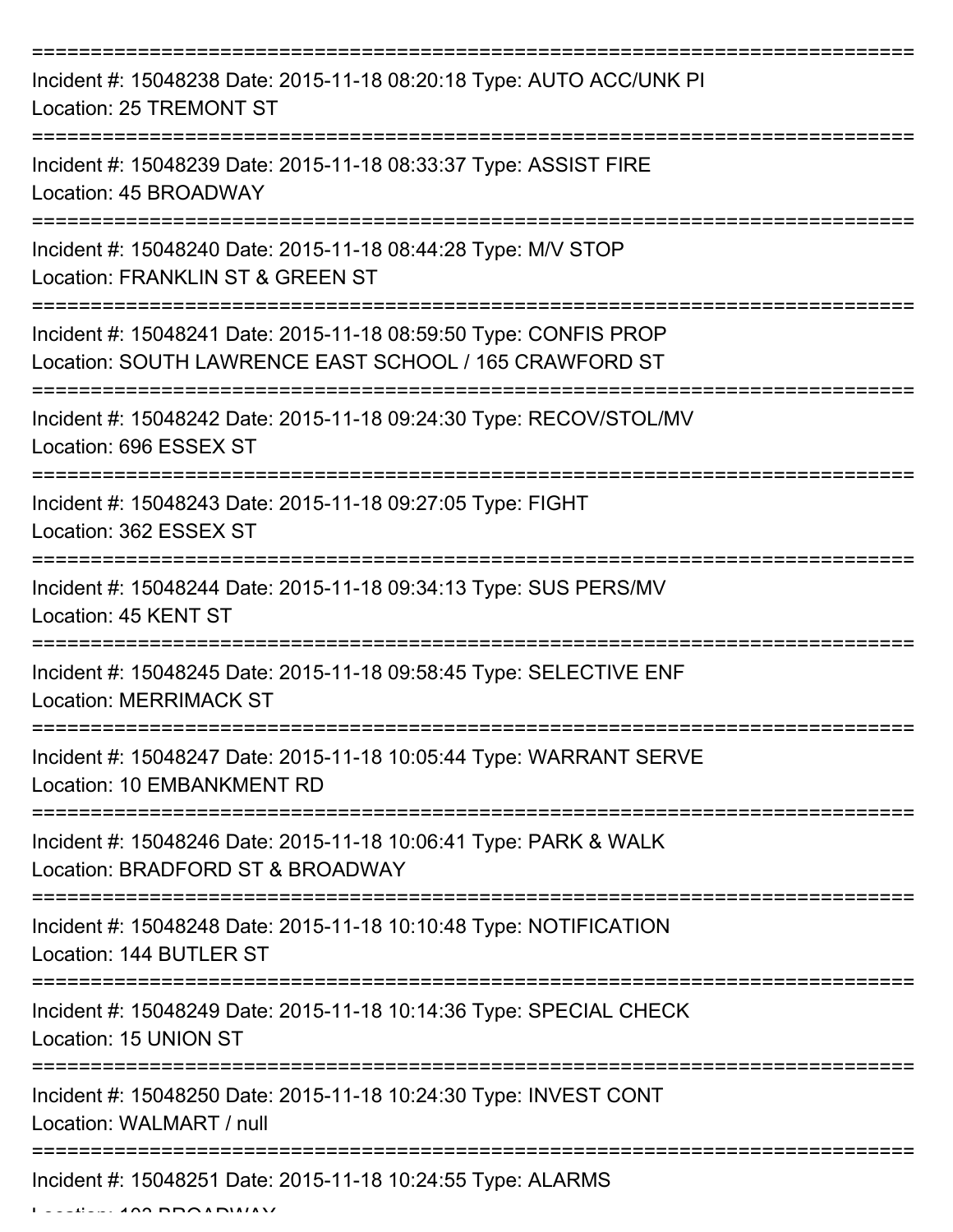===========================================================================

Incident #: 15048238 Date: 2015-11-18 08:20:18 Type: AUTO ACC/UNK PI
Location: 25 TREMONT ST

===========================================================================

Incident #: 15048239 Date: 2015-11-18 08:33:37 Type: ASSIST FIRE
Location: 45 BROADWAY

===========================================================================

Incident #: 15048240 Date: 2015-11-18 08:44:28 Type: M/V STOP
Location: FRANKLIN ST & GREEN ST

===========================================================================

Incident #: 15048241 Date: 2015-11-18 08:59:50 Type: CONFIS PROP
Location: SOUTH LAWRENCE EAST SCHOOL / 165 CRAWFORD ST

===========================================================================

Incident #: 15048242 Date: 2015-11-18 09:24:30 Type: RECOV/STOL/MV
Location: 696 ESSEX ST

===========================================================================

Incident #: 15048243 Date: 2015-11-18 09:27:05 Type: FIGHT
Location: 362 ESSEX ST

===========================================================================

Incident #: 15048244 Date: 2015-11-18 09:34:13 Type: SUS PERS/MV
Location: 45 KENT ST

===========================================================================

Incident #: 15048245 Date: 2015-11-18 09:58:45 Type: SELECTIVE ENF
Location: MERRIMACK ST

===========================================================================

Incident #: 15048247 Date: 2015-11-18 10:05:44 Type: WARRANT SERVE
Location: 10 EMBANKMENT RD

===========================================================================

Incident #: 15048246 Date: 2015-11-18 10:06:41 Type: PARK & WALK
Location: BRADFORD ST & BROADWAY

===========================================================================

Incident #: 15048248 Date: 2015-11-18 10:10:48 Type: NOTIFICATION
Location: 144 BUTLER ST

===========================================================================

Incident #: 15048249 Date: 2015-11-18 10:14:36 Type: SPECIAL CHECK
Location: 15 UNION ST

===========================================================================

Incident #: 15048250 Date: 2015-11-18 10:24:30 Type: INVEST CONT
Location: WALMART / null

===========================================================================

Incident #: 15048251 Date: 2015-11-18 10:24:55 Type: ALARMS
Location: 103 BROADWAY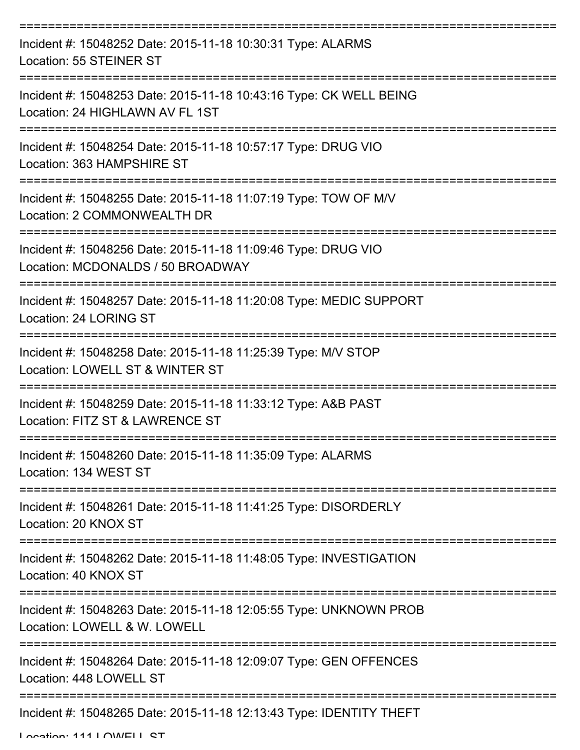===========================================================================

Incident #: 15048252 Date: 2015-11-18 10:30:31 Type: ALARMS

Location: 55 STEINER ST

===========================================================================

Incident #: 15048253 Date: 2015-11-18 10:43:16 Type: CK WELL BEING

Location: 24 HIGHLAWN AV FL 1ST

===========================================================================

Incident #: 15048254 Date: 2015-11-18 10:57:17 Type: DRUG VIO

Location: 363 HAMPSHIRE ST

===========================================================================

Incident #: 15048255 Date: 2015-11-18 11:07:19 Type: TOW OF M/V

Location: 2 COMMONWEALTH DR

===========================================================================

Incident #: 15048256 Date: 2015-11-18 11:09:46 Type: DRUG VIO

Location: MCDONALDS / 50 BROADWAY

===========================================================================

Incident #: 15048257 Date: 2015-11-18 11:20:08 Type: MEDIC SUPPORT

Location: 24 LORING ST

===========================================================================

Incident #: 15048258 Date: 2015-11-18 11:25:39 Type: M/V STOP

Location: LOWELL ST & WINTER ST

===========================================================================

Incident #: 15048259 Date: 2015-11-18 11:33:12 Type: A&B PAST

Location: FITZ ST & LAWRENCE ST

===========================================================================

Incident #: 15048260 Date: 2015-11-18 11:35:09 Type: ALARMS

Location: 134 WEST ST

===========================================================================

Incident #: 15048261 Date: 2015-11-18 11:41:25 Type: DISORDERLY

Location: 20 KNOX ST

===========================================================================

Incident #: 15048262 Date: 2015-11-18 11:48:05 Type: INVESTIGATION

Location: 40 KNOX ST

===========================================================================

Incident #: 15048263 Date: 2015-11-18 12:05:55 Type: UNKNOWN PROB

Location: LOWELL & W. LOWELL

===========================================================================

Incident #: 15048264 Date: 2015-11-18 12:09:07 Type: GEN OFFENCES

Location: 448 LOWELL ST

===========================================================================

Incident #: 15048265 Date: 2015-11-18 12:13:43 Type: IDENTITY THEFT

Location: 111 LOWELL ST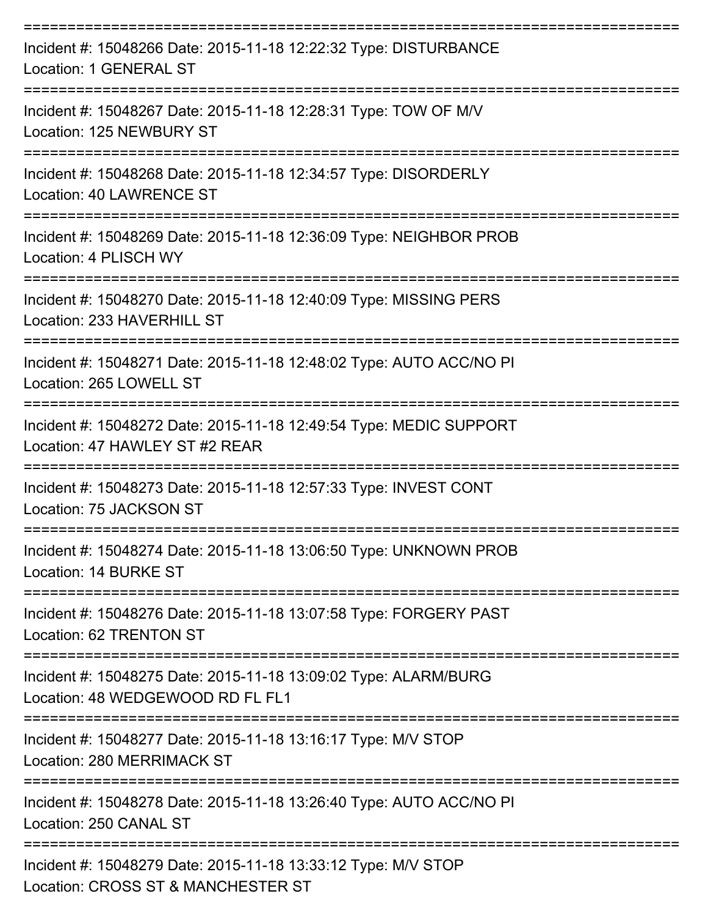===========================================================================

Incident #: 15048266 Date: 2015-11-18 12:22:32 Type: DISTURBANCE
Location: 1 GENERAL ST

===========================================================================

Incident #: 15048267 Date: 2015-11-18 12:28:31 Type: TOW OF M/V
Location: 125 NEWBURY ST

===========================================================================

Incident #: 15048268 Date: 2015-11-18 12:34:57 Type: DISORDERLY
Location: 40 LAWRENCE ST

===========================================================================

Incident #: 15048269 Date: 2015-11-18 12:36:09 Type: NEIGHBOR PROB
Location: 4 PLISCH WY

===========================================================================

Incident #: 15048270 Date: 2015-11-18 12:40:09 Type: MISSING PERS
Location: 233 HAVERHILL ST

===========================================================================

Incident #: 15048271 Date: 2015-11-18 12:48:02 Type: AUTO ACC/NO PI
Location: 265 LOWELL ST

===========================================================================

Incident #: 15048272 Date: 2015-11-18 12:49:54 Type: MEDIC SUPPORT
Location: 47 HAWLEY ST #2 REAR

===========================================================================

Incident #: 15048273 Date: 2015-11-18 12:57:33 Type: INVEST CONT
Location: 75 JACKSON ST

===========================================================================

Incident #: 15048274 Date: 2015-11-18 13:06:50 Type: UNKNOWN PROB
Location: 14 BURKE ST

===========================================================================

Incident #: 15048276 Date: 2015-11-18 13:07:58 Type: FORGERY PAST
Location: 62 TRENTON ST

===========================================================================

Incident #: 15048275 Date: 2015-11-18 13:09:02 Type: ALARM/BURG
Location: 48 WEDGEWOOD RD FL FL1

===========================================================================

Incident #: 15048277 Date: 2015-11-18 13:16:17 Type: M/V STOP
Location: 280 MERRIMACK ST

===========================================================================

Incident #: 15048278 Date: 2015-11-18 13:26:40 Type: AUTO ACC/NO PI
Location: 250 CANAL ST

===========================================================================

Incident #: 15048279 Date: 2015-11-18 13:33:12 Type: M/V STOP
Location: CROSS ST & MANCHESTER ST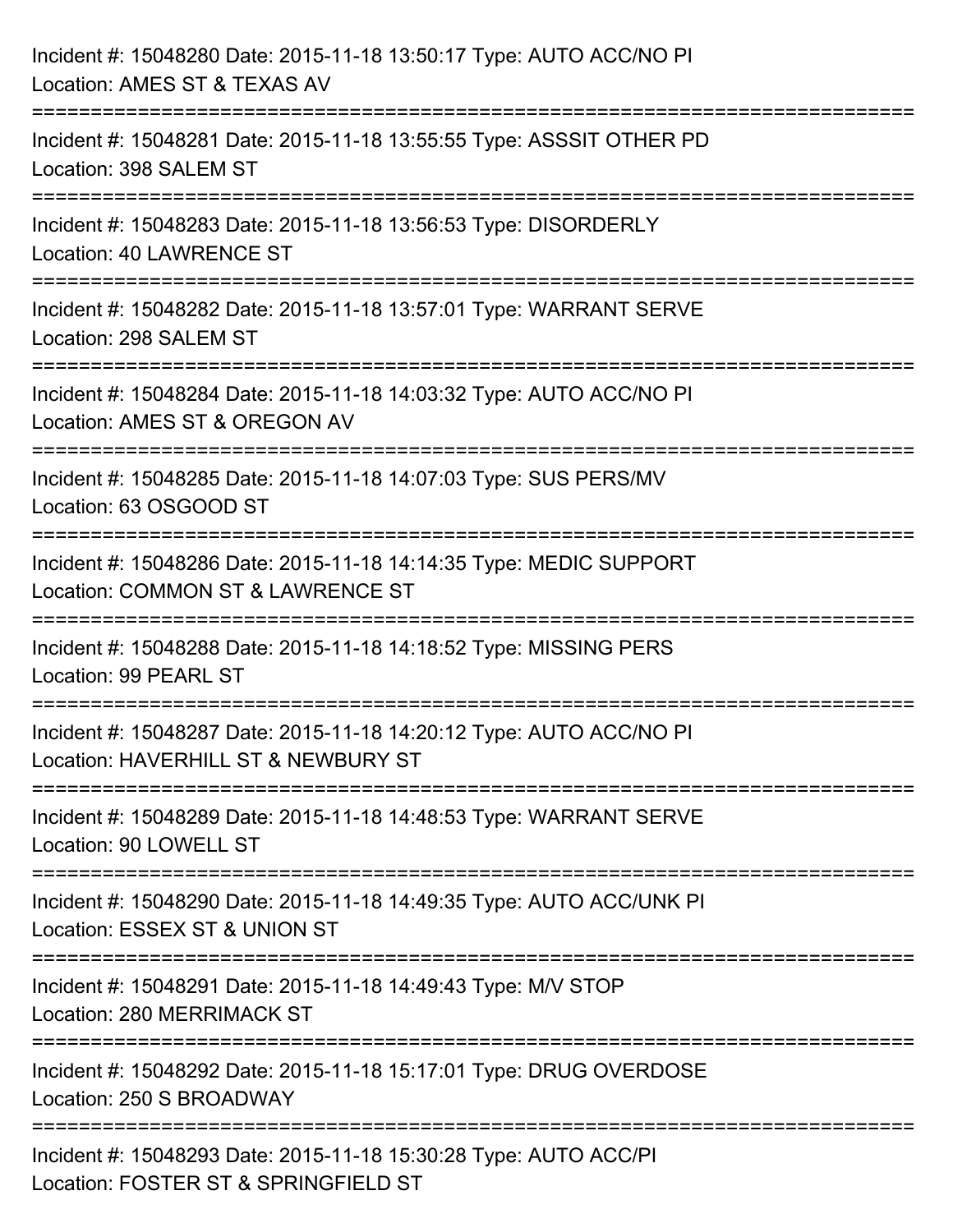Incident #: 15048280 Date: 2015-11-18 13:50:17 Type: AUTO ACC/NO PI
Location: AMES ST & TEXAS AV

===========================================================================

Incident #: 15048281 Date: 2015-11-18 13:55:55 Type: ASSSIT OTHER PD
Location: 398 SALEM ST

===========================================================================

Incident #: 15048283 Date: 2015-11-18 13:56:53 Type: DISORDERLY
Location: 40 LAWRENCE ST

===========================================================================

Incident #: 15048282 Date: 2015-11-18 13:57:01 Type: WARRANT SERVE
Location: 298 SALEM ST

===========================================================================

Incident #: 15048284 Date: 2015-11-18 14:03:32 Type: AUTO ACC/NO PI
Location: AMES ST & OREGON AV

===========================================================================

Incident #: 15048285 Date: 2015-11-18 14:07:03 Type: SUS PERS/MV
Location: 63 OSGOOD ST

===========================================================================

Incident #: 15048286 Date: 2015-11-18 14:14:35 Type: MEDIC SUPPORT
Location: COMMON ST & LAWRENCE ST

===========================================================================

Incident #: 15048288 Date: 2015-11-18 14:18:52 Type: MISSING PERS
Location: 99 PEARL ST

===========================================================================

Incident #: 15048287 Date: 2015-11-18 14:20:12 Type: AUTO ACC/NO PI
Location: HAVERHILL ST & NEWBURY ST

===========================================================================

Incident #: 15048289 Date: 2015-11-18 14:48:53 Type: WARRANT SERVE
Location: 90 LOWELL ST

===========================================================================

Incident #: 15048290 Date: 2015-11-18 14:49:35 Type: AUTO ACC/UNK PI
Location: ESSEX ST & UNION ST

===========================================================================

Incident #: 15048291 Date: 2015-11-18 14:49:43 Type: M/V STOP
Location: 280 MERRIMACK ST

===========================================================================

Incident #: 15048292 Date: 2015-11-18 15:17:01 Type: DRUG OVERDOSE
Location: 250 S BROADWAY

===========================================================================

Incident #: 15048293 Date: 2015-11-18 15:30:28 Type: AUTO ACC/PI
Location: FOSTER ST & SPRINGFIELD ST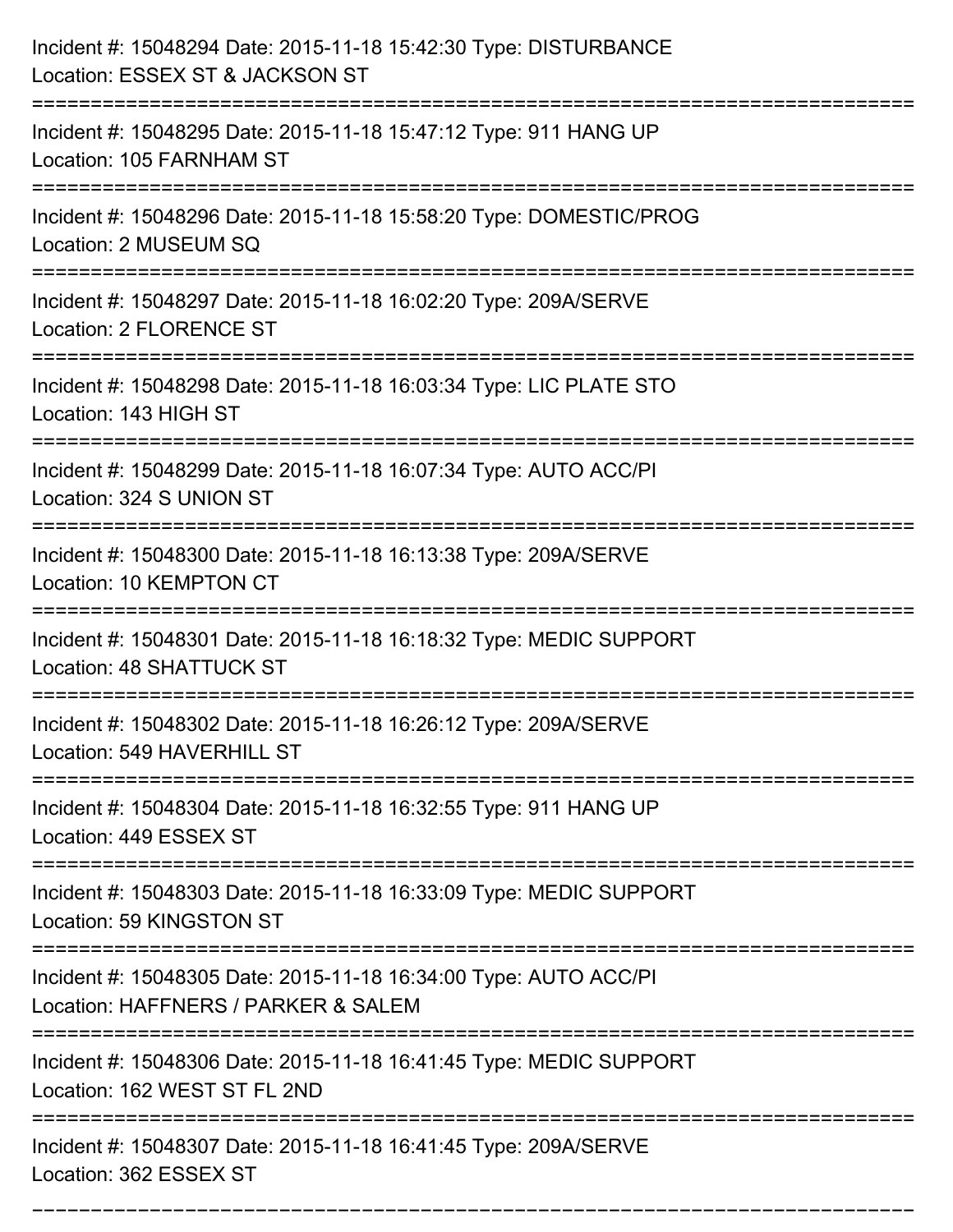Incident #: 15048294 Date: 2015-11-18 15:42:30 Type: DISTURBANCE
Location: ESSEX ST & JACKSON ST

===========================================================================

Incident #: 15048295 Date: 2015-11-18 15:47:12 Type: 911 HANG UP
Location: 105 FARNHAM ST

===========================================================================

Incident #: 15048296 Date: 2015-11-18 15:58:20 Type: DOMESTIC/PROG
Location: 2 MUSEUM SQ

===========================================================================

Incident #: 15048297 Date: 2015-11-18 16:02:20 Type: 209A/SERVE
Location: 2 FLORENCE ST

===========================================================================

Incident #: 15048298 Date: 2015-11-18 16:03:34 Type: LIC PLATE STO
Location: 143 HIGH ST

===========================================================================

Incident #: 15048299 Date: 2015-11-18 16:07:34 Type: AUTO ACC/PI
Location: 324 S UNION ST

===========================================================================

Incident #: 15048300 Date: 2015-11-18 16:13:38 Type: 209A/SERVE
Location: 10 KEMPTON CT

===========================================================================

Incident #: 15048301 Date: 2015-11-18 16:18:32 Type: MEDIC SUPPORT
Location: 48 SHATTUCK ST

===========================================================================

Incident #: 15048302 Date: 2015-11-18 16:26:12 Type: 209A/SERVE
Location: 549 HAVERHILL ST

===========================================================================

Incident #: 15048304 Date: 2015-11-18 16:32:55 Type: 911 HANG UP
Location: 449 ESSEX ST

===========================================================================

Incident #: 15048303 Date: 2015-11-18 16:33:09 Type: MEDIC SUPPORT
Location: 59 KINGSTON ST

===========================================================================

Incident #: 15048305 Date: 2015-11-18 16:34:00 Type: AUTO ACC/PI
Location: HAFFNERS / PARKER & SALEM

===========================================================================

Incident #: 15048306 Date: 2015-11-18 16:41:45 Type: MEDIC SUPPORT
Location: 162 WEST ST FL 2ND

===========================================================================

Incident #: 15048307 Date: 2015-11-18 16:41:45 Type: 209A/SERVE
Location: 362 ESSEX ST

===========================================================================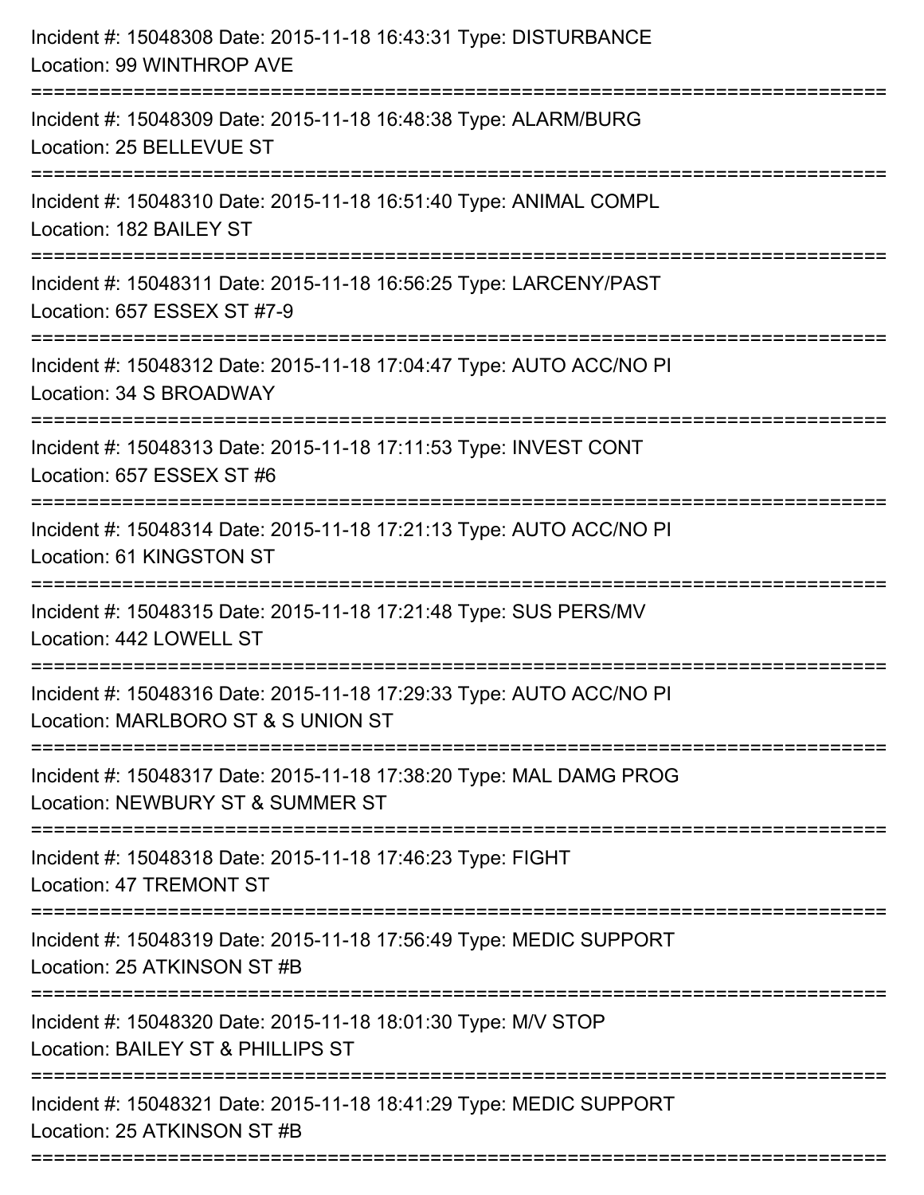Incident #: 15048308 Date: 2015-11-18 16:43:31 Type: DISTURBANCE
Location: 99 WINTHROP AVE

===========================================================================

Incident #: 15048309 Date: 2015-11-18 16:48:38 Type: ALARM/BURG
Location: 25 BELLEVUE ST

===========================================================================

Incident #: 15048310 Date: 2015-11-18 16:51:40 Type: ANIMAL COMPL
Location: 182 BAILEY ST

===========================================================================

Incident #: 15048311 Date: 2015-11-18 16:56:25 Type: LARCENY/PAST
Location: 657 ESSEX ST #7-9

===========================================================================

Incident #: 15048312 Date: 2015-11-18 17:04:47 Type: AUTO ACC/NO PI
Location: 34 S BROADWAY

===========================================================================

Incident #: 15048313 Date: 2015-11-18 17:11:53 Type: INVEST CONT
Location: 657 ESSEX ST #6

===========================================================================

Incident #: 15048314 Date: 2015-11-18 17:21:13 Type: AUTO ACC/NO PI
Location: 61 KINGSTON ST

===========================================================================

Incident #: 15048315 Date: 2015-11-18 17:21:48 Type: SUS PERS/MV
Location: 442 LOWELL ST

===========================================================================

Incident #: 15048316 Date: 2015-11-18 17:29:33 Type: AUTO ACC/NO PI
Location: MARLBORO ST & S UNION ST

===========================================================================

Incident #: 15048317 Date: 2015-11-18 17:38:20 Type: MAL DAMG PROG
Location: NEWBURY ST & SUMMER ST

===========================================================================

Incident #: 15048318 Date: 2015-11-18 17:46:23 Type: FIGHT
Location: 47 TREMONT ST

===========================================================================

Incident #: 15048319 Date: 2015-11-18 17:56:49 Type: MEDIC SUPPORT
Location: 25 ATKINSON ST #B

===========================================================================

Incident #: 15048320 Date: 2015-11-18 18:01:30 Type: M/V STOP
Location: BAILEY ST & PHILLIPS ST

===========================================================================

Incident #: 15048321 Date: 2015-11-18 18:41:29 Type: MEDIC SUPPORT
Location: 25 ATKINSON ST #B

===========================================================================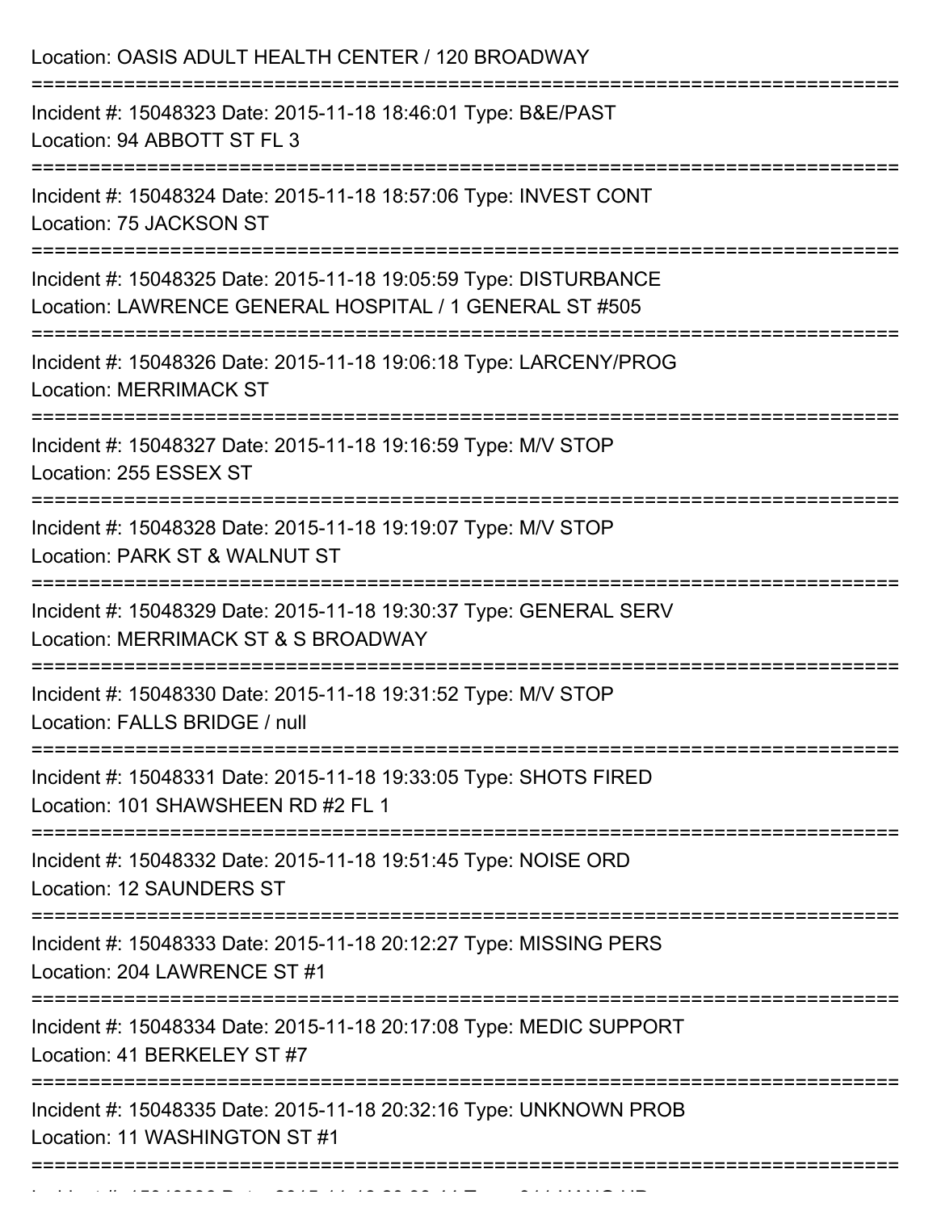Location: OASIS ADULT HEALTH CENTER / 120 BROADWAY

===========================================================================

Incident #: 15048323 Date: 2015-11-18 18:46:01 Type: B&E/PAST
Location: 94 ABBOTT ST FL 3

===========================================================================

Incident #: 15048324 Date: 2015-11-18 18:57:06 Type: INVEST CONT
Location: 75 JACKSON ST

===========================================================================

Incident #: 15048325 Date: 2015-11-18 19:05:59 Type: DISTURBANCE
Location: LAWRENCE GENERAL HOSPITAL / 1 GENERAL ST #505

===========================================================================

Incident #: 15048326 Date: 2015-11-18 19:06:18 Type: LARCENY/PROG
Location: MERRIMACK ST

===========================================================================

Incident #: 15048327 Date: 2015-11-18 19:16:59 Type: M/V STOP
Location: 255 ESSEX ST

===========================================================================

Incident #: 15048328 Date: 2015-11-18 19:19:07 Type: M/V STOP
Location: PARK ST & WALNUT ST

===========================================================================

Incident #: 15048329 Date: 2015-11-18 19:30:37 Type: GENERAL SERV
Location: MERRIMACK ST & S BROADWAY

===========================================================================

Incident #: 15048330 Date: 2015-11-18 19:31:52 Type: M/V STOP
Location: FALLS BRIDGE / null

===========================================================================

Incident #: 15048331 Date: 2015-11-18 19:33:05 Type: SHOTS FIRED
Location: 101 SHAWSHEEN RD #2 FL 1

===========================================================================

Incident #: 15048332 Date: 2015-11-18 19:51:45 Type: NOISE ORD
Location: 12 SAUNDERS ST

===========================================================================

Incident #: 15048333 Date: 2015-11-18 20:12:27 Type: MISSING PERS
Location: 204 LAWRENCE ST #1

===========================================================================

Incident #: 15048334 Date: 2015-11-18 20:17:08 Type: MEDIC SUPPORT
Location: 41 BERKELEY ST #7

===========================================================================

Incident #: 15048335 Date: 2015-11-18 20:32:16 Type: UNKNOWN PROB
Location: 11 WASHINGTON ST #1

===========================================================================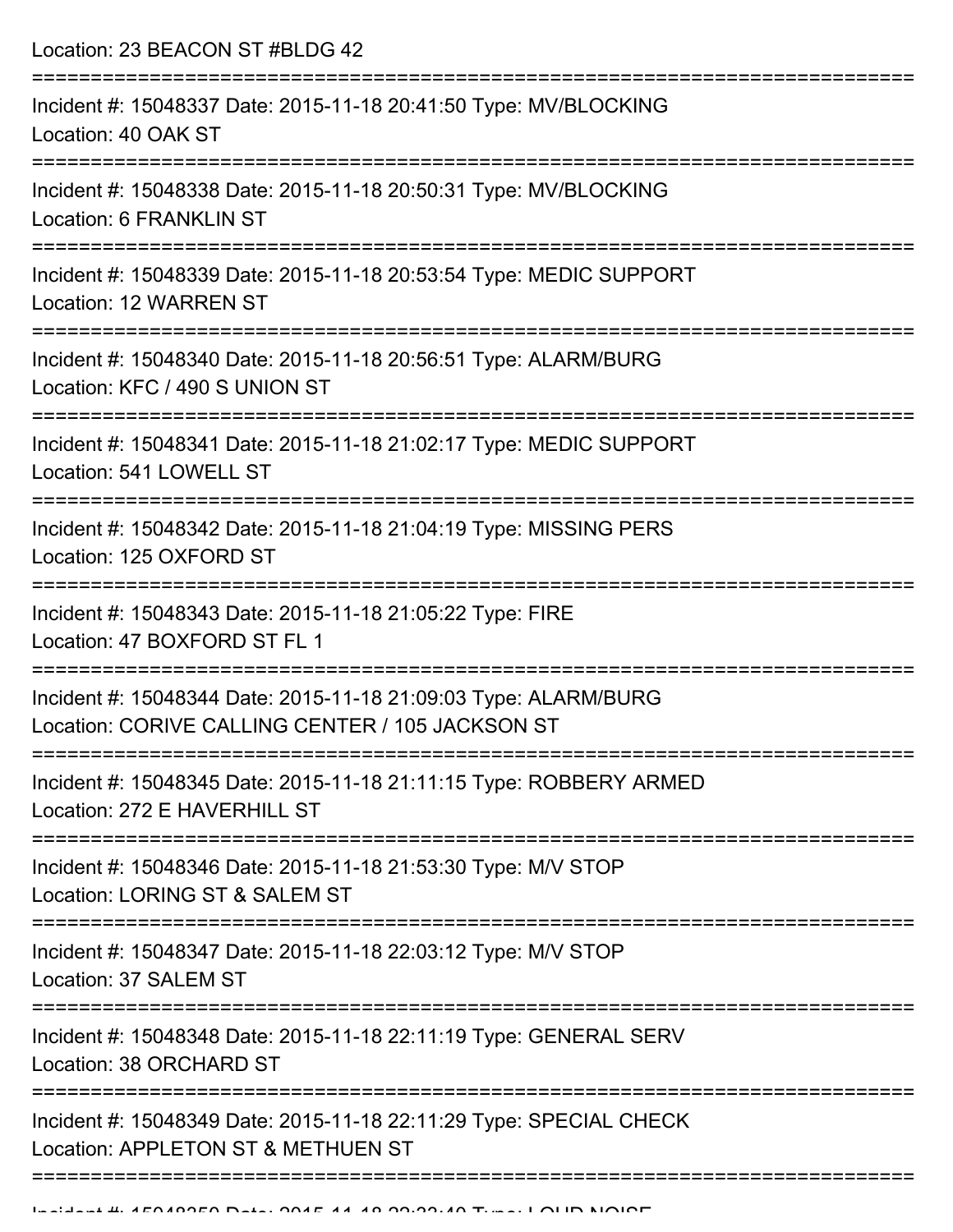Location: 23 BEACON ST #BLDG 42

===========================================================================

Incident #: 15048337 Date: 2015-11-18 20:41:50 Type: MV/BLOCKING
Location: 40 OAK ST

===========================================================================

Incident #: 15048338 Date: 2015-11-18 20:50:31 Type: MV/BLOCKING
Location: 6 FRANKLIN ST

===========================================================================

Incident #: 15048339 Date: 2015-11-18 20:53:54 Type: MEDIC SUPPORT
Location: 12 WARREN ST

===========================================================================

Incident #: 15048340 Date: 2015-11-18 20:56:51 Type: ALARM/BURG
Location: KFC / 490 S UNION ST

===========================================================================

Incident #: 15048341 Date: 2015-11-18 21:02:17 Type: MEDIC SUPPORT
Location: 541 LOWELL ST

===========================================================================

Incident #: 15048342 Date: 2015-11-18 21:04:19 Type: MISSING PERS
Location: 125 OXFORD ST

===========================================================================

Incident #: 15048343 Date: 2015-11-18 21:05:22 Type: FIRE
Location: 47 BOXFORD ST FL 1

===========================================================================

Incident #: 15048344 Date: 2015-11-18 21:09:03 Type: ALARM/BURG
Location: CORIVE CALLING CENTER / 105 JACKSON ST

===========================================================================

Incident #: 15048345 Date: 2015-11-18 21:11:15 Type: ROBBERY ARMED
Location: 272 E HAVERHILL ST

===========================================================================

Incident #: 15048346 Date: 2015-11-18 21:53:30 Type: M/V STOP
Location: LORING ST & SALEM ST

===========================================================================

Incident #: 15048347 Date: 2015-11-18 22:03:12 Type: M/V STOP
Location: 37 SALEM ST

===========================================================================

Incident #: 15048348 Date: 2015-11-18 22:11:19 Type: GENERAL SERV
Location: 38 ORCHARD ST

===========================================================================

Incident #: 15048349 Date: 2015-11-18 22:11:29 Type: SPECIAL CHECK
Location: APPLETON ST & METHUEN ST

===========================================================================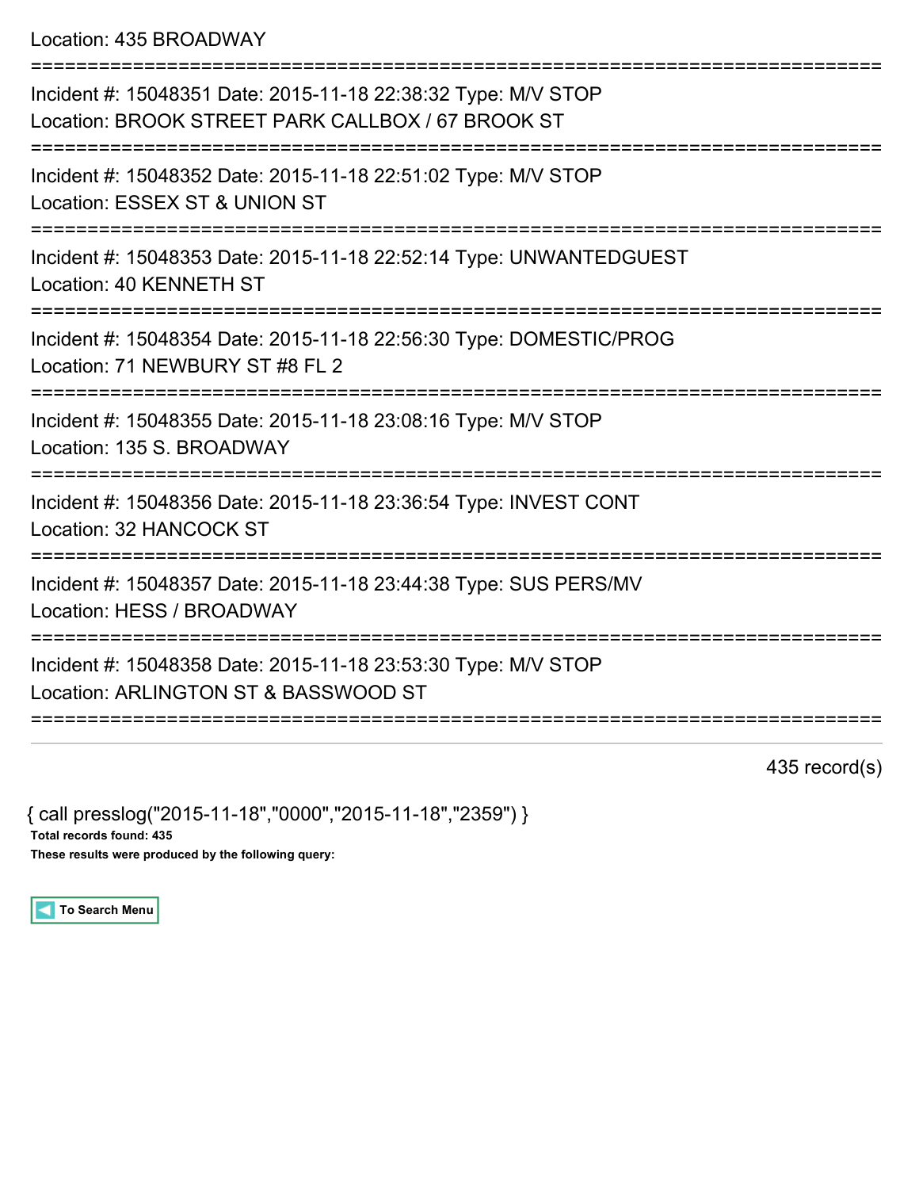Location: 435 BROADWAY

===========================================================================

Incident #: 15048351 Date: 2015-11-18 22:38:32 Type: M/V STOP
Location: BROOK STREET PARK CALLBOX / 67 BROOK ST

===========================================================================

Incident #: 15048352 Date: 2015-11-18 22:51:02 Type: M/V STOP
Location: ESSEX ST & UNION ST

===========================================================================

Incident #: 15048353 Date: 2015-11-18 22:52:14 Type: UNWANTEDGUEST
Location: 40 KENNETH ST

===========================================================================

Incident #: 15048354 Date: 2015-11-18 22:56:30 Type: DOMESTIC/PROG
Location: 71 NEWBURY ST #8 FL 2

===========================================================================

Incident #: 15048355 Date: 2015-11-18 23:08:16 Type: M/V STOP
Location: 135 S. BROADWAY

===========================================================================

Incident #: 15048356 Date: 2015-11-18 23:36:54 Type: INVEST CONT
Location: 32 HANCOCK ST

===========================================================================

Incident #: 15048357 Date: 2015-11-18 23:44:38 Type: SUS PERS/MV
Location: HESS / BROADWAY

===========================================================================

Incident #: 15048358 Date: 2015-11-18 23:53:30 Type: M/V STOP
Location: ARLINGTON ST & BASSWOOD ST

===========================================================================

435 record(s)

{ call presslog("2015-11-18","0000","2015-11-18","2359") }

**Total records found: 435**

**These results were produced by the following query:**

To Search Menu